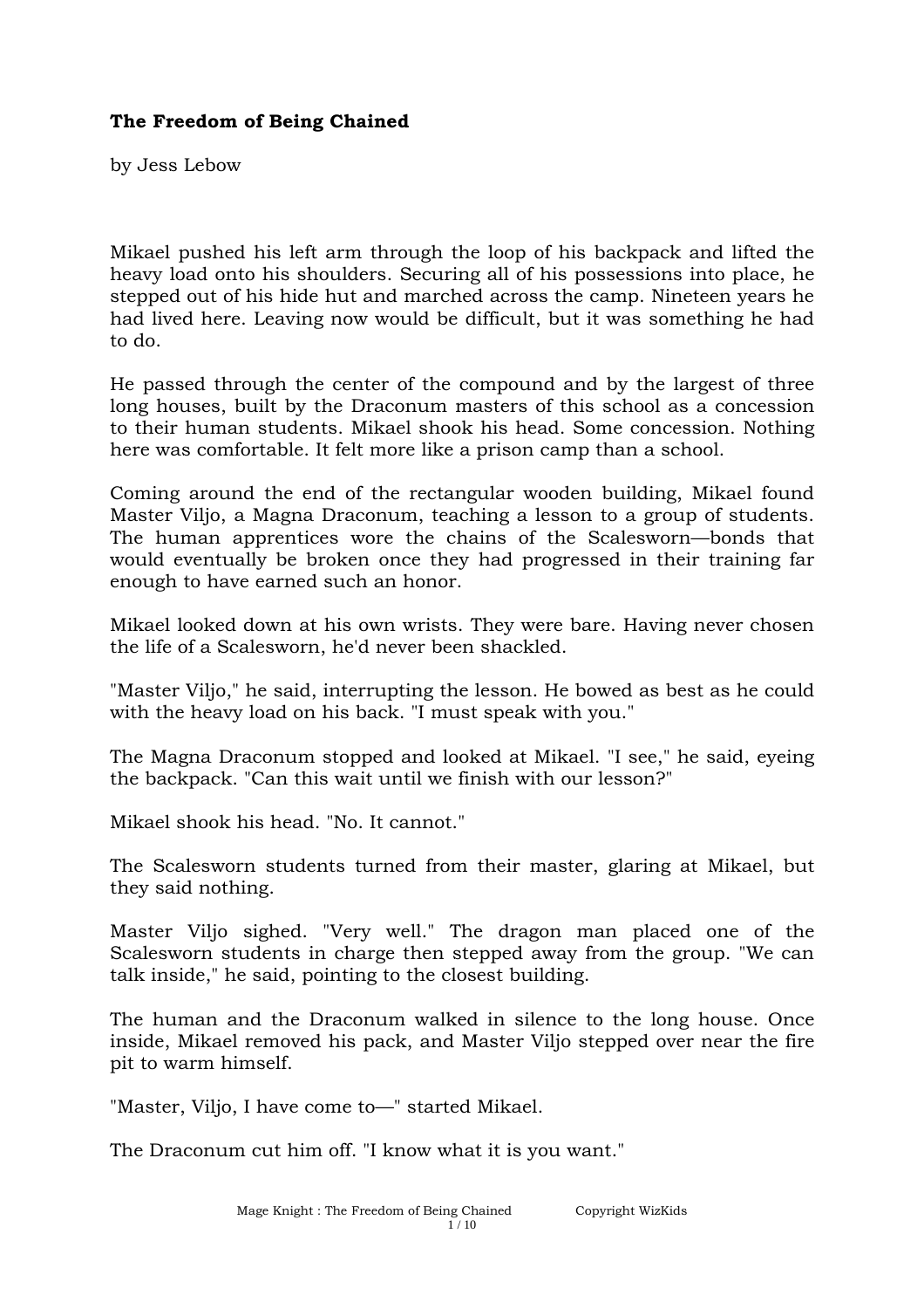**The Freedom of Being Chained**

by Jess Lebow

Mikael pushed his left arm through the loop of his backpack and lifted the heavy load onto his shoulders. Securing all of his possessions into place, he stepped out of his hide hut and marched across the camp. Nineteen years he had lived here. Leaving now would be difficult, but it was something he had to do.

He passed through the center of the compound and by the largest of three long houses, built by the Draconum masters of this school as a concession to their human students. Mikael shook his head. Some concession. Nothing here was comfortable. It felt more like a prison camp than a school.

Coming around the end of the rectangular wooden building, Mikael found Master Viljo, a Magna Draconum, teaching a lesson to a group of students. The human apprentices wore the chains of the Scalesworn—bonds that would eventually be broken once they had progressed in their training far enough to have earned such an honor.

Mikael looked down at his own wrists. They were bare. Having never chosen the life of a Scalesworn, he'd never been shackled.

"Master Viljo," he said, interrupting the lesson. He bowed as best as he could with the heavy load on his back. "I must speak with you."

The Magna Draconum stopped and looked at Mikael. "I see," he said, eyeing the backpack. "Can this wait until we finish with our lesson?"

Mikael shook his head. "No. It cannot."

The Scalesworn students turned from their master, glaring at Mikael, but they said nothing.

Master Viljo sighed. "Very well." The dragon man placed one of the Scalesworn students in charge then stepped away from the group. "We can talk inside," he said, pointing to the closest building.

The human and the Draconum walked in silence to the long house. Once inside, Mikael removed his pack, and Master Viljo stepped over near the fire pit to warm himself.

"Master, Viljo, I have come to—" started Mikael.

The Draconum cut him off. "I know what it is you want."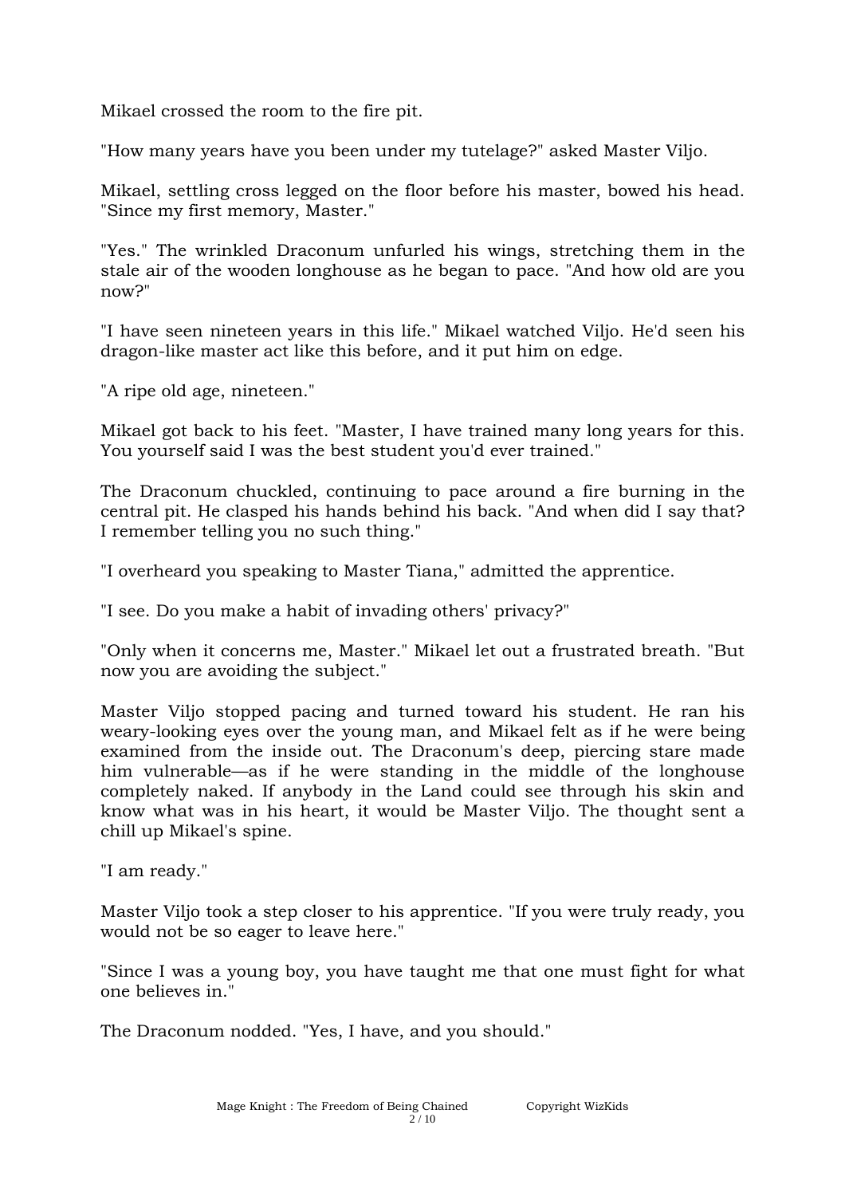Mikael crossed the room to the fire pit.

"How many years have you been under my tutelage?" asked Master Viljo.

Mikael, settling cross legged on the floor before his master, bowed his head. "Since my first memory, Master."

"Yes." The wrinkled Draconum unfurled his wings, stretching them in the stale air of the wooden longhouse as he began to pace. "And how old are you now?"

"I have seen nineteen years in this life." Mikael watched Viljo. He'd seen his dragon-like master act like this before, and it put him on edge.

"A ripe old age, nineteen."

Mikael got back to his feet. "Master, I have trained many long years for this. You yourself said I was the best student you'd ever trained."

The Draconum chuckled, continuing to pace around a fire burning in the central pit. He clasped his hands behind his back. "And when did I say that? I remember telling you no such thing."

"I overheard you speaking to Master Tiana," admitted the apprentice.

"I see. Do you make a habit of invading others' privacy?"

"Only when it concerns me, Master." Mikael let out a frustrated breath. "But now you are avoiding the subject."

Master Viljo stopped pacing and turned toward his student. He ran his weary-looking eyes over the young man, and Mikael felt as if he were being examined from the inside out. The Draconum's deep, piercing stare made him vulnerable—as if he were standing in the middle of the longhouse completely naked. If anybody in the Land could see through his skin and know what was in his heart, it would be Master Viljo. The thought sent a chill up Mikael's spine.

"I am ready."

Master Viljo took a step closer to his apprentice. "If you were truly ready, you would not be so eager to leave here."

"Since I was a young boy, you have taught me that one must fight for what one believes in."

The Draconum nodded. "Yes, I have, and you should."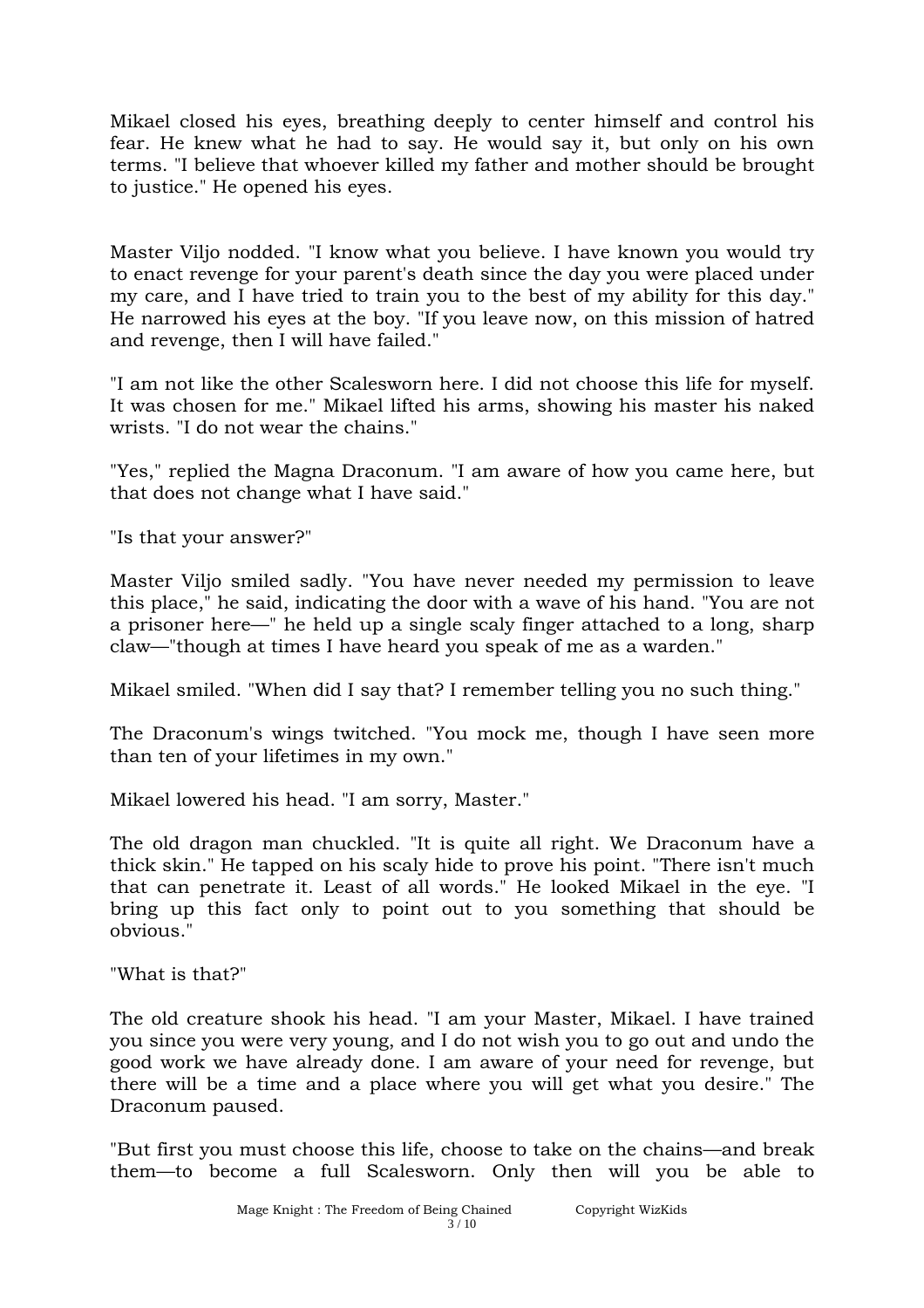Mikael closed his eyes, breathing deeply to center himself and control his fear. He knew what he had to say. He would say it, but only on his own terms. "I believe that whoever killed my father and mother should be brought to justice." He opened his eyes.

Master Viljo nodded. "I know what you believe. I have known you would try to enact revenge for your parent's death since the day you were placed under my care, and I have tried to train you to the best of my ability for this day." He narrowed his eyes at the boy. "If you leave now, on this mission of hatred and revenge, then I will have failed."

"I am not like the other Scalesworn here. I did not choose this life for myself. It was chosen for me." Mikael lifted his arms, showing his master his naked wrists. "I do not wear the chains."

"Yes," replied the Magna Draconum. "I am aware of how you came here, but that does not change what I have said."

"Is that your answer?"

Master Viljo smiled sadly. "You have never needed my permission to leave this place," he said, indicating the door with a wave of his hand. "You are not a prisoner here—" he held up a single scaly finger attached to a long, sharp claw—"though at times I have heard you speak of me as a warden."

Mikael smiled. "When did I say that? I remember telling you no such thing."

The Draconum's wings twitched. "You mock me, though I have seen more than ten of your lifetimes in my own."

Mikael lowered his head. "I am sorry, Master."

The old dragon man chuckled. "It is quite all right. We Draconum have a thick skin." He tapped on his scaly hide to prove his point. "There isn't much that can penetrate it. Least of all words." He looked Mikael in the eye. "I bring up this fact only to point out to you something that should be obvious."

"What is that?"

The old creature shook his head. "I am your Master, Mikael. I have trained you since you were very young, and I do not wish you to go out and undo the good work we have already done. I am aware of your need for revenge, but there will be a time and a place where you will get what you desire." The Draconum paused.

"But first you must choose this life, choose to take on the chains—and break them—to become a full Scalesworn. Only then will you be able to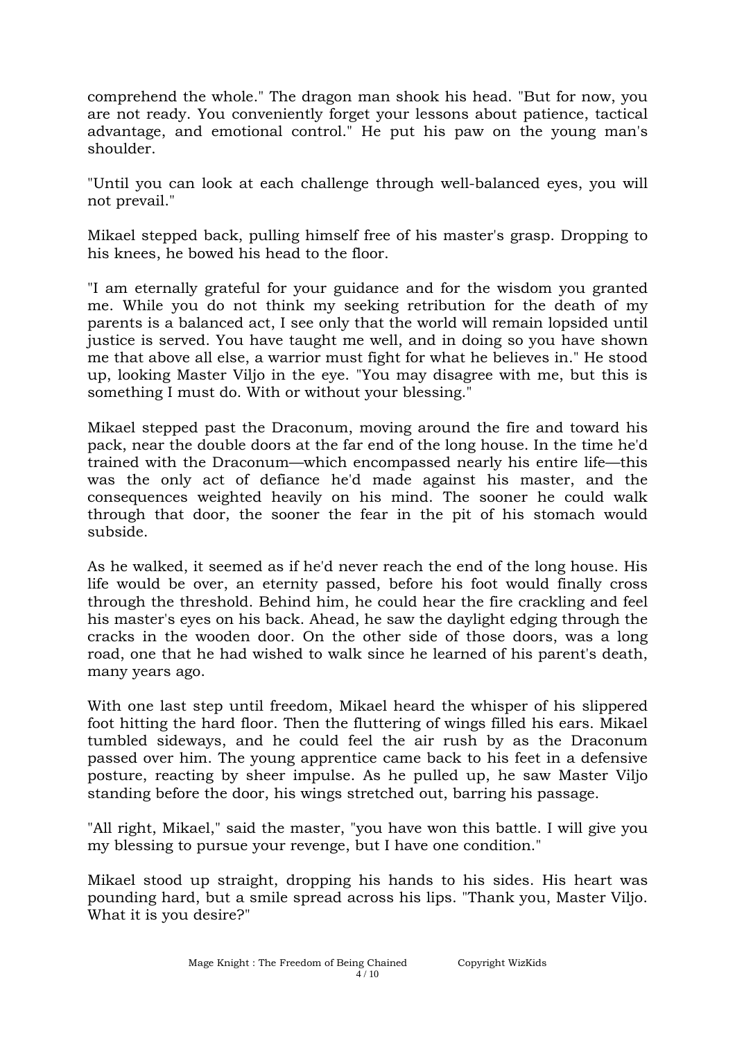comprehend the whole." The dragon man shook his head. "But for now, you are not ready. You conveniently forget your lessons about patience, tactical advantage, and emotional control." He put his paw on the young man's shoulder.

"Until you can look at each challenge through well-balanced eyes, you will not prevail."

Mikael stepped back, pulling himself free of his master's grasp. Dropping to his knees, he bowed his head to the floor.

"I am eternally grateful for your guidance and for the wisdom you granted me. While you do not think my seeking retribution for the death of my parents is a balanced act, I see only that the world will remain lopsided until justice is served. You have taught me well, and in doing so you have shown me that above all else, a warrior must fight for what he believes in." He stood up, looking Master Viljo in the eye. "You may disagree with me, but this is something I must do. With or without your blessing."

Mikael stepped past the Draconum, moving around the fire and toward his pack, near the double doors at the far end of the long house. In the time he'd trained with the Draconum—which encompassed nearly his entire life—this was the only act of defiance he'd made against his master, and the consequences weighted heavily on his mind. The sooner he could walk through that door, the sooner the fear in the pit of his stomach would subside.

As he walked, it seemed as if he'd never reach the end of the long house. His life would be over, an eternity passed, before his foot would finally cross through the threshold. Behind him, he could hear the fire crackling and feel his master's eyes on his back. Ahead, he saw the daylight edging through the cracks in the wooden door. On the other side of those doors, was a long road, one that he had wished to walk since he learned of his parent's death, many years ago.

With one last step until freedom, Mikael heard the whisper of his slippered foot hitting the hard floor. Then the fluttering of wings filled his ears. Mikael tumbled sideways, and he could feel the air rush by as the Draconum passed over him. The young apprentice came back to his feet in a defensive posture, reacting by sheer impulse. As he pulled up, he saw Master Viljo standing before the door, his wings stretched out, barring his passage.

"All right, Mikael," said the master, "you have won this battle. I will give you my blessing to pursue your revenge, but I have one condition."

Mikael stood up straight, dropping his hands to his sides. His heart was pounding hard, but a smile spread across his lips. "Thank you, Master Viljo. What it is you desire?"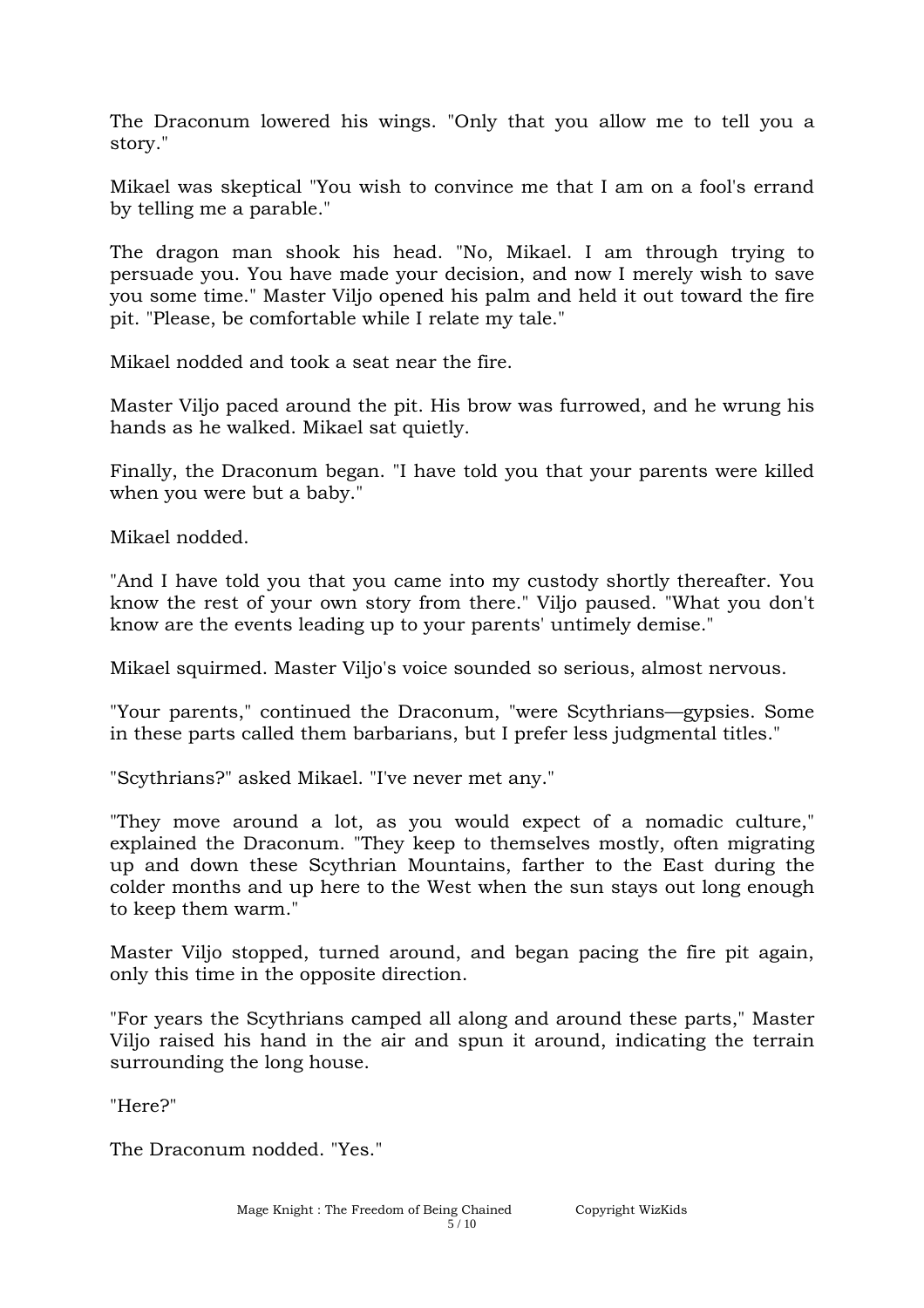The Draconum lowered his wings. "Only that you allow me to tell you a story."

Mikael was skeptical "You wish to convince me that I am on a fool's errand by telling me a parable."

The dragon man shook his head. "No, Mikael. I am through trying to persuade you. You have made your decision, and now I merely wish to save you some time." Master Viljo opened his palm and held it out toward the fire pit. "Please, be comfortable while I relate my tale."

Mikael nodded and took a seat near the fire.

Master Viljo paced around the pit. His brow was furrowed, and he wrung his hands as he walked. Mikael sat quietly.

Finally, the Draconum began. "I have told you that your parents were killed when you were but a baby."

Mikael nodded.

"And I have told you that you came into my custody shortly thereafter. You know the rest of your own story from there." Viljo paused. "What you don't know are the events leading up to your parents' untimely demise."

Mikael squirmed. Master Viljo's voice sounded so serious, almost nervous.

"Your parents," continued the Draconum, "were Scythrians—gypsies. Some in these parts called them barbarians, but I prefer less judgmental titles."

"Scythrians?" asked Mikael. "I've never met any."

"They move around a lot, as you would expect of a nomadic culture," explained the Draconum. "They keep to themselves mostly, often migrating up and down these Scythrian Mountains, farther to the East during the colder months and up here to the West when the sun stays out long enough to keep them warm."

Master Viljo stopped, turned around, and began pacing the fire pit again, only this time in the opposite direction.

"For years the Scythrians camped all along and around these parts," Master Viljo raised his hand in the air and spun it around, indicating the terrain surrounding the long house.

"Here?"

The Draconum nodded. "Yes."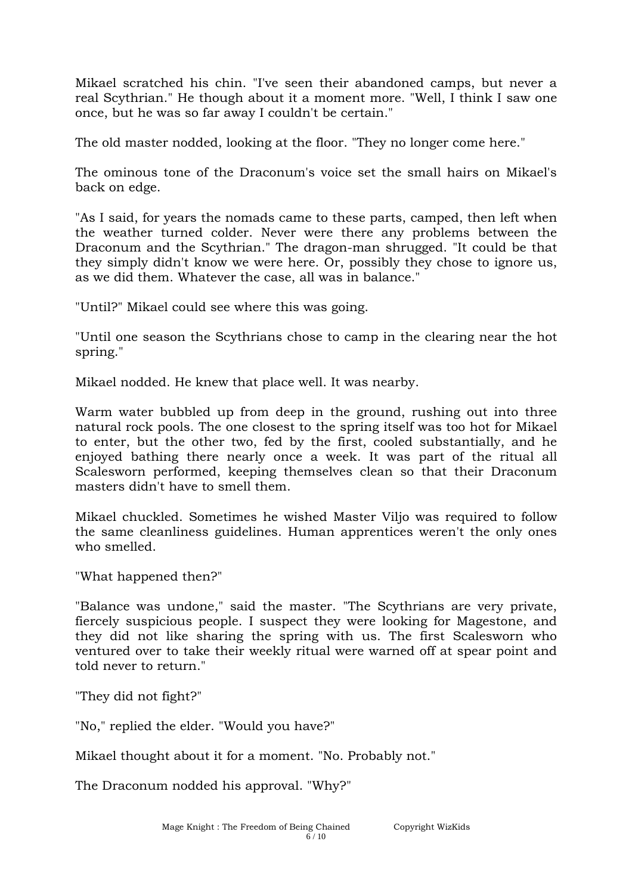Mikael scratched his chin. "I've seen their abandoned camps, but never a real Scythrian." He though about it a moment more. "Well, I think I saw one once, but he was so far away I couldn't be certain."

The old master nodded, looking at the floor. "They no longer come here."

The ominous tone of the Draconum's voice set the small hairs on Mikael's back on edge.

"As I said, for years the nomads came to these parts, camped, then left when the weather turned colder. Never were there any problems between the Draconum and the Scythrian." The dragon-man shrugged. "It could be that they simply didn't know we were here. Or, possibly they chose to ignore us, as we did them. Whatever the case, all was in balance."

"Until?" Mikael could see where this was going.

"Until one season the Scythrians chose to camp in the clearing near the hot spring."

Mikael nodded. He knew that place well. It was nearby.

Warm water bubbled up from deep in the ground, rushing out into three natural rock pools. The one closest to the spring itself was too hot for Mikael to enter, but the other two, fed by the first, cooled substantially, and he enjoyed bathing there nearly once a week. It was part of the ritual all Scalesworn performed, keeping themselves clean so that their Draconum masters didn't have to smell them.

Mikael chuckled. Sometimes he wished Master Viljo was required to follow the same cleanliness guidelines. Human apprentices weren't the only ones who smelled.

"What happened then?"

"Balance was undone," said the master. "The Scythrians are very private, fiercely suspicious people. I suspect they were looking for Magestone, and they did not like sharing the spring with us. The first Scalesworn who ventured over to take their weekly ritual were warned off at spear point and told never to return."

"They did not fight?"

"No," replied the elder. "Would you have?"

Mikael thought about it for a moment. "No. Probably not."

The Draconum nodded his approval. "Why?"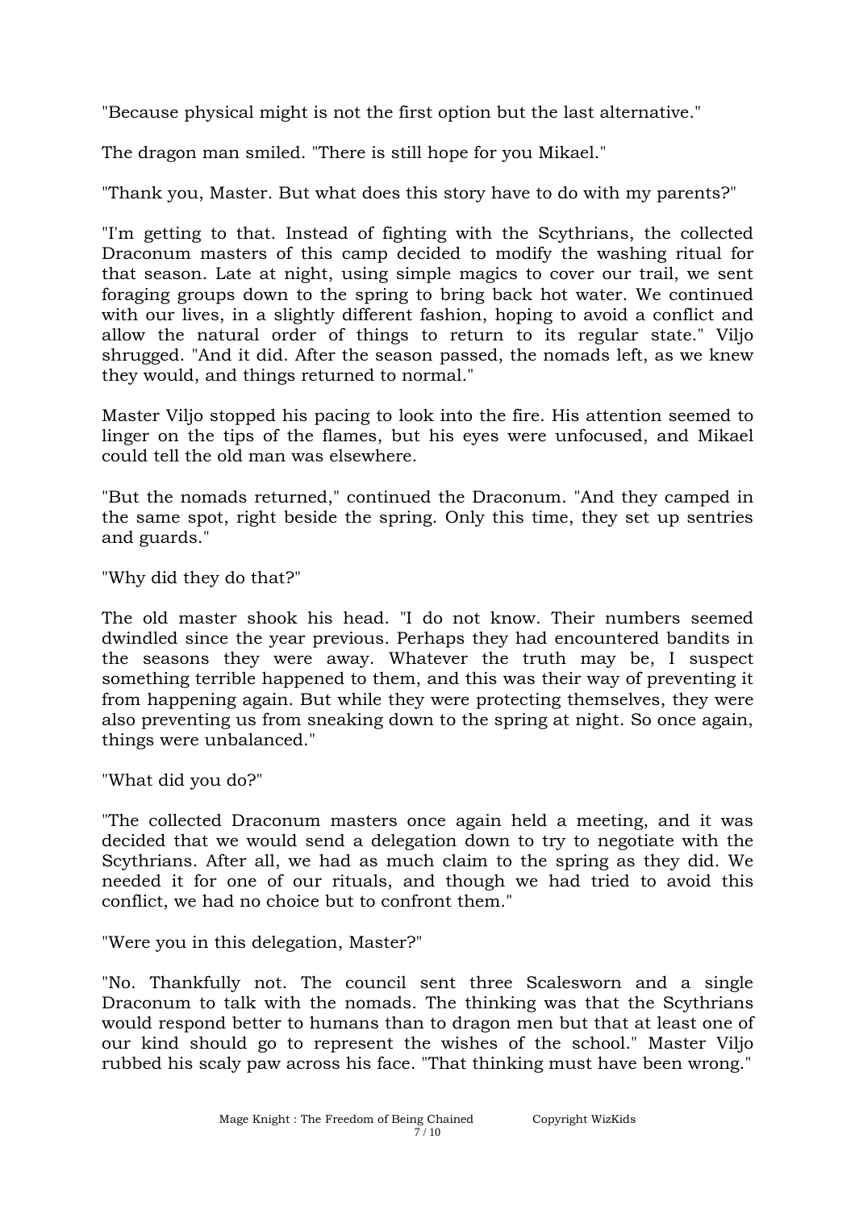"Because physical might is not the first option but the last alternative."

The dragon man smiled. "There is still hope for you Mikael."

"Thank you, Master. But what does this story have to do with my parents?"

"I'm getting to that. Instead of fighting with the Scythrians, the collected Draconum masters of this camp decided to modify the washing ritual for that season. Late at night, using simple magics to cover our trail, we sent foraging groups down to the spring to bring back hot water. We continued with our lives, in a slightly different fashion, hoping to avoid a conflict and allow the natural order of things to return to its regular state." Viljo shrugged. "And it did. After the season passed, the nomads left, as we knew they would, and things returned to normal."

Master Viljo stopped his pacing to look into the fire. His attention seemed to linger on the tips of the flames, but his eyes were unfocused, and Mikael could tell the old man was elsewhere.

"But the nomads returned," continued the Draconum. "And they camped in the same spot, right beside the spring. Only this time, they set up sentries and guards."

"Why did they do that?"

The old master shook his head. "I do not know. Their numbers seemed dwindled since the year previous. Perhaps they had encountered bandits in the seasons they were away. Whatever the truth may be, I suspect something terrible happened to them, and this was their way of preventing it from happening again. But while they were protecting themselves, they were also preventing us from sneaking down to the spring at night. So once again, things were unbalanced."

"What did you do?"

"The collected Draconum masters once again held a meeting, and it was decided that we would send a delegation down to try to negotiate with the Scythrians. After all, we had as much claim to the spring as they did. We needed it for one of our rituals, and though we had tried to avoid this conflict, we had no choice but to confront them."

"Were you in this delegation, Master?"

"No. Thankfully not. The council sent three Scalesworn and a single Draconum to talk with the nomads. The thinking was that the Scythrians would respond better to humans than to dragon men but that at least one of our kind should go to represent the wishes of the school." Master Viljo rubbed his scaly paw across his face. "That thinking must have been wrong."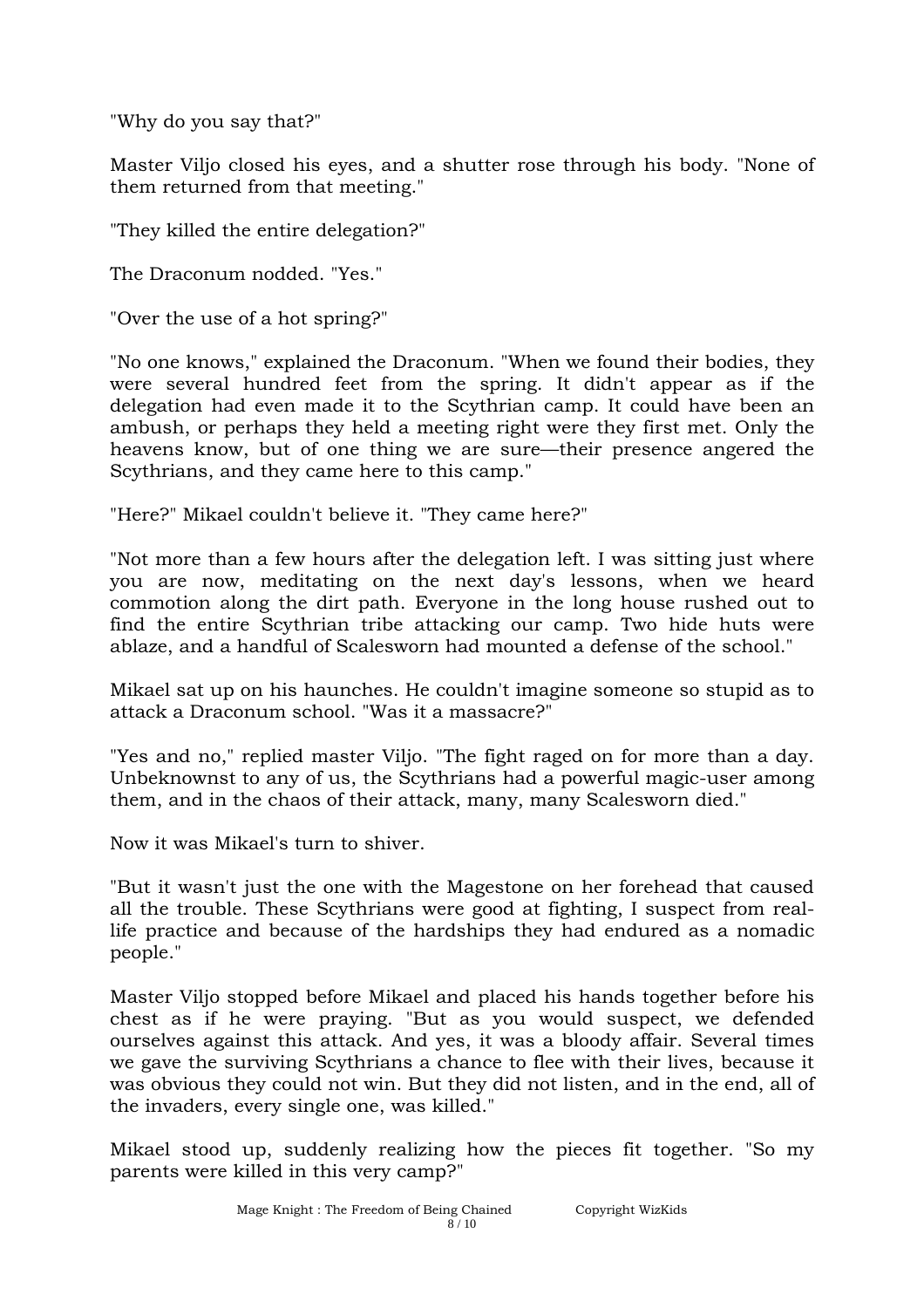"Why do you say that?"

Master Viljo closed his eyes, and a shutter rose through his body. "None of them returned from that meeting."

"They killed the entire delegation?"

The Draconum nodded. "Yes."

"Over the use of a hot spring?"

"No one knows," explained the Draconum. "When we found their bodies, they were several hundred feet from the spring. It didn't appear as if the delegation had even made it to the Scythrian camp. It could have been an ambush, or perhaps they held a meeting right were they first met. Only the heavens know, but of one thing we are sure—their presence angered the Scythrians, and they came here to this camp."

"Here?" Mikael couldn't believe it. "They came here?"

"Not more than a few hours after the delegation left. I was sitting just where you are now, meditating on the next day's lessons, when we heard commotion along the dirt path. Everyone in the long house rushed out to find the entire Scythrian tribe attacking our camp. Two hide huts were ablaze, and a handful of Scalesworn had mounted a defense of the school."

Mikael sat up on his haunches. He couldn't imagine someone so stupid as to attack a Draconum school. "Was it a massacre?"

"Yes and no," replied master Viljo. "The fight raged on for more than a day. Unbeknownst to any of us, the Scythrians had a powerful magic-user among them, and in the chaos of their attack, many, many Scalesworn died."

Now it was Mikael's turn to shiver.

"But it wasn't just the one with the Magestone on her forehead that caused all the trouble. These Scythrians were good at fighting, I suspect from real-life practice and because of the hardships they had endured as a nomadic people."

Master Viljo stopped before Mikael and placed his hands together before his chest as if he were praying. "But as you would suspect, we defended ourselves against this attack. And yes, it was a bloody affair. Several times we gave the surviving Scythrians a chance to flee with their lives, because it was obvious they could not win. But they did not listen, and in the end, all of the invaders, every single one, was killed."

Mikael stood up, suddenly realizing how the pieces fit together. "So my parents were killed in this very camp?"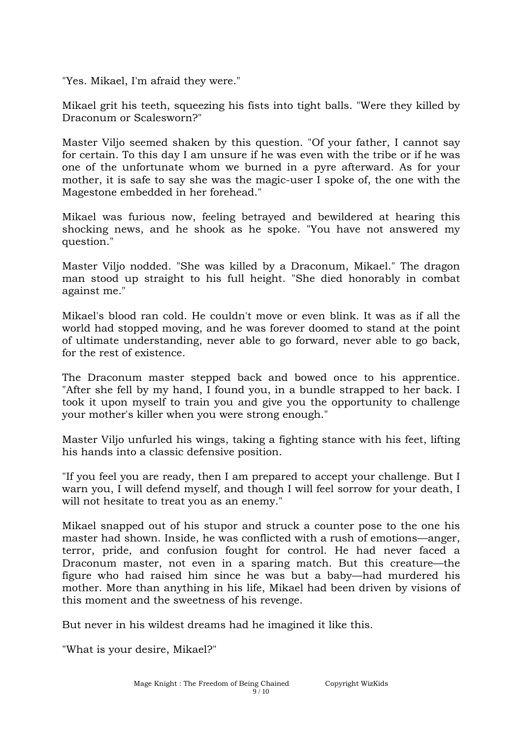"Yes. Mikael, I'm afraid they were."

Mikael grit his teeth, squeezing his fists into tight balls. "Were they killed by Draconum or Scalesworn?"

Master Viljo seemed shaken by this question. "Of your father, I cannot say for certain. To this day I am unsure if he was even with the tribe or if he was one of the unfortunate whom we burned in a pyre afterward. As for your mother, it is safe to say she was the magic-user I spoke of, the one with the Magestone embedded in her forehead."

Mikael was furious now, feeling betrayed and bewildered at hearing this shocking news, and he shook as he spoke. "You have not answered my question."

Master Viljo nodded. "She was killed by a Draconum, Mikael." The dragon man stood up straight to his full height. "She died honorably in combat against me."

Mikael's blood ran cold. He couldn't move or even blink. It was as if all the world had stopped moving, and he was forever doomed to stand at the point of ultimate understanding, never able to go forward, never able to go back, for the rest of existence.

The Draconum master stepped back and bowed once to his apprentice. "After she fell by my hand, I found you, in a bundle strapped to her back. I took it upon myself to train you and give you the opportunity to challenge your mother's killer when you were strong enough."

Master Viljo unfurled his wings, taking a fighting stance with his feet, lifting his hands into a classic defensive position.

"If you feel you are ready, then I am prepared to accept your challenge. But I warn you, I will defend myself, and though I will feel sorrow for your death, I will not hesitate to treat you as an enemy."

Mikael snapped out of his stupor and struck a counter pose to the one his master had shown. Inside, he was conflicted with a rush of emotions—anger, terror, pride, and confusion fought for control. He had never faced a Draconum master, not even in a sparing match. But this creature—the figure who had raised him since he was but a baby—had murdered his mother. More than anything in his life, Mikael had been driven by visions of this moment and the sweetness of his revenge.

But never in his wildest dreams had he imagined it like this.

"What is your desire, Mikael?"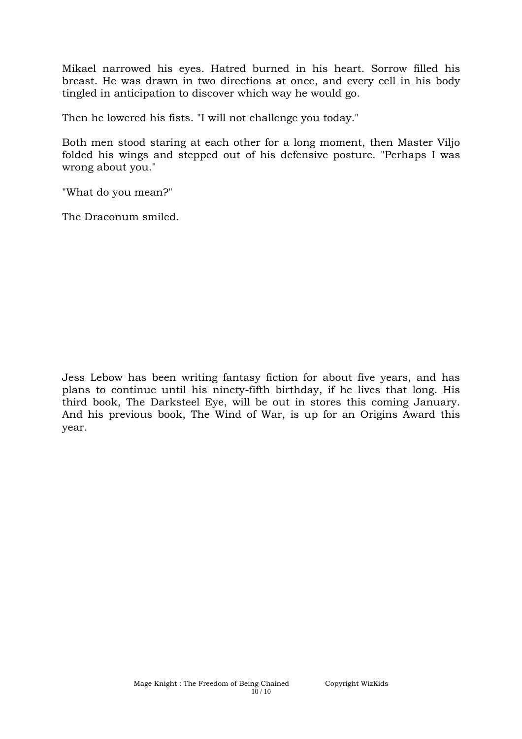Mikael narrowed his eyes. Hatred burned in his heart. Sorrow filled his breast. He was drawn in two directions at once, and every cell in his body tingled in anticipation to discover which way he would go.

Then he lowered his fists. "I will not challenge you today."

Both men stood staring at each other for a long moment, then Master Viljo folded his wings and stepped out of his defensive posture. "Perhaps I was wrong about you."

"What do you mean?"

The Draconum smiled.

Jess Lebow has been writing fantasy fiction for about five years, and has plans to continue until his ninety-fifth birthday, if he lives that long. His third book, The Darksteel Eye, will be out in stores this coming January. And his previous book, The Wind of War, is up for an Origins Award this year.